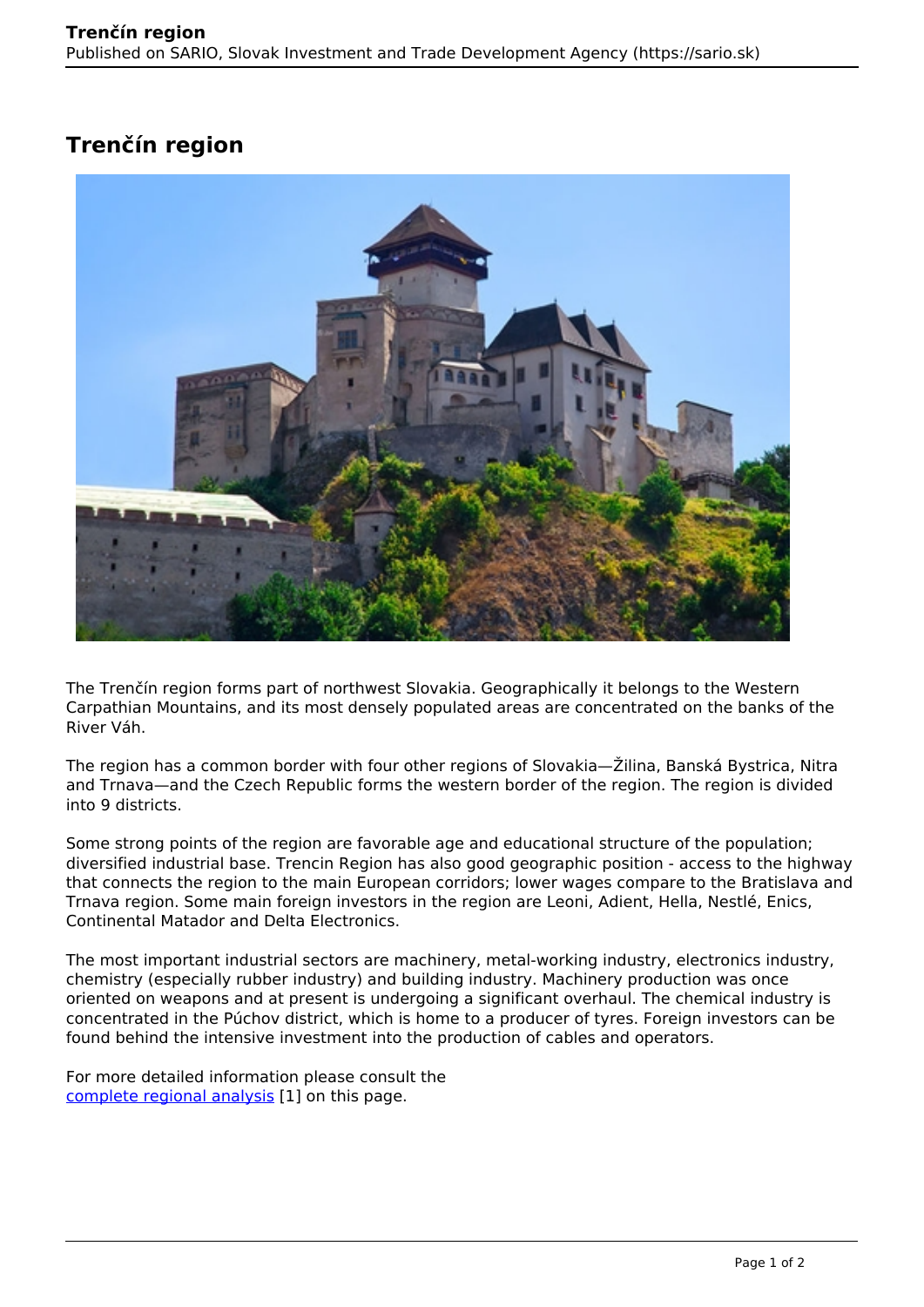# Trenčín region

The Trenčín region forms part of northwest Slovakia. Geographically it belongs to the Western Carpathian Mountains, and its most densely populated areas are concentrated on the banks of the River Váh.

The region has a common border with four other regions of Slovakia—Žilina, Banská Bystrica, Nitra and Trnava—and the Czech Republic forms the western border of the region. The region is divided into 9 districts.

Some strong points of the region are favorable age and educational structure of the population; diversified industrial base. Trencin Region has also good geographic position - access to the highway that connects the region to the main European corridors; lower wages compare to the Bratislava and Trnava region. Some main foreign investors in the region are Leoni, Adient, Hella, Nestlé, Enics, Continental Matador and Delta Electronics.

The most important industrial sectors are machinery, metal-working industry, electronics industry, chemistry (especially rubber industry) and building industry. Machinery production was once oriented on weapons and at present is undergoing a significant overhaul. The chemical industry is concentrated in the Púchov district, which is home to a producer of tyres. Foreign investors can be found behind the intensive investment into the production of cables and operators.

For more detailed information please consult the complete regional analysis [1] on this page.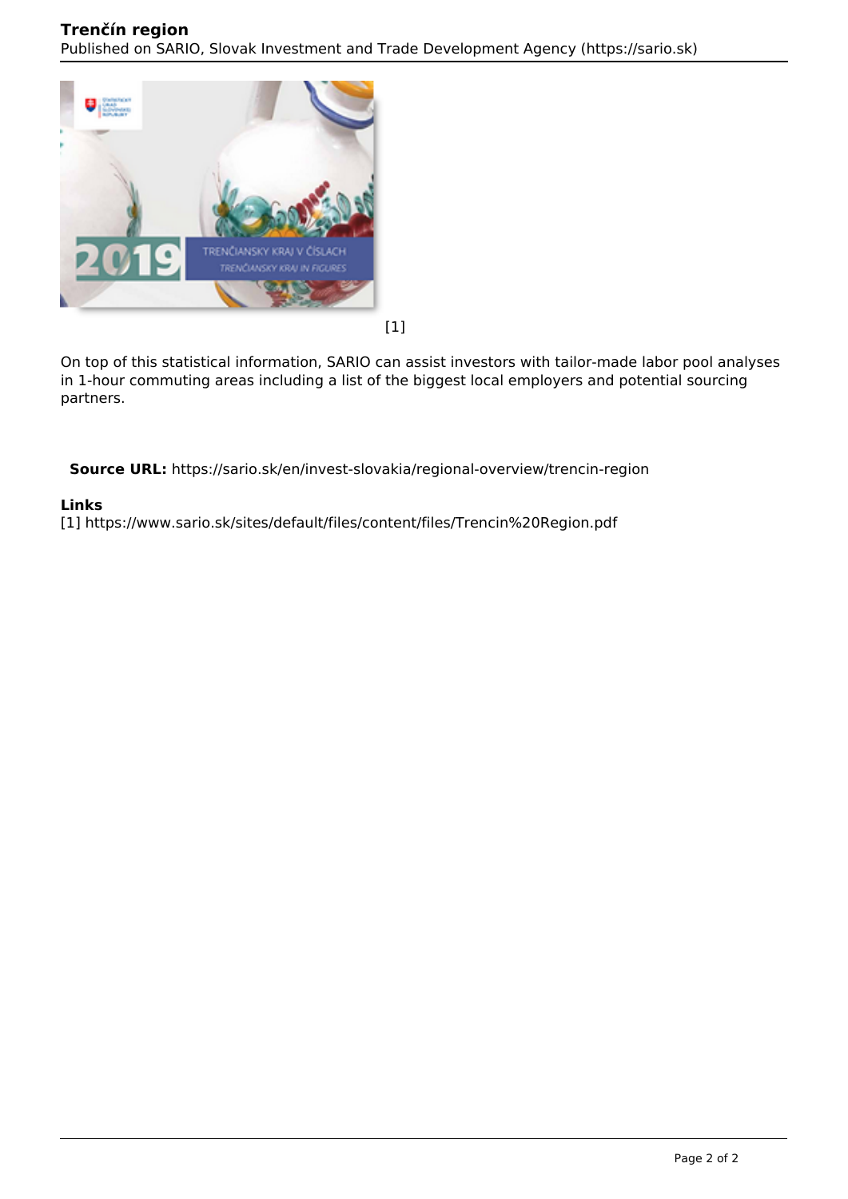[1]

On top of this statistical information, SARIO can assist investors with tailor-made labor pool analyses in 1-hour commuting areas including a list of the biggest local employers and potential sourcing partners.

**Source URL:** https://sario.sk/en/invest-slovakia/regional-overview/trencin-region

**Links**

[1] https://www.sario.sk/sites/default/files/content/files/Trencin%20Region.pdf